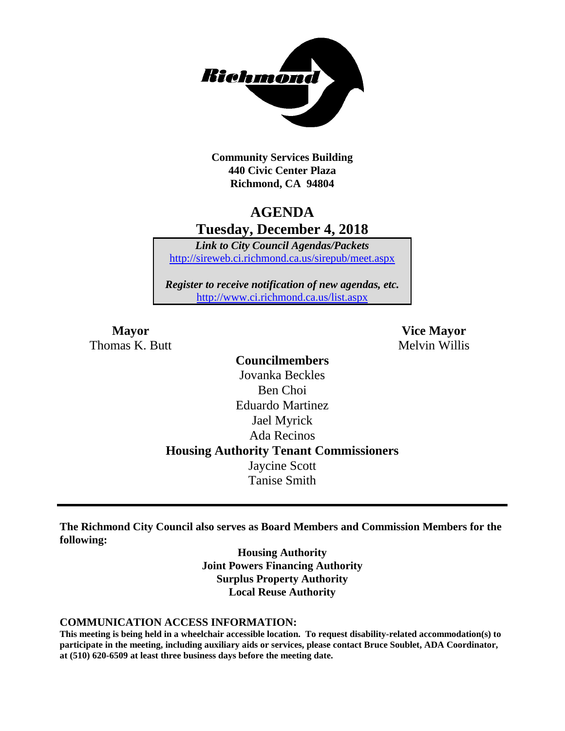**Community Services Building**
**440 Civic Center Plaza**
**Richmond, CA 94804**

# AGENDA
## Tuesday, December 4, 2018

*Link to City Council Agendas/Packets*
http://sireweb.ci.richmond.ca.us/sirepub/meet.aspx

*Register to receive notification of new agendas, etc.*
http://www.ci.richmond.ca.us/list.aspx

**Mayor**
Thomas K. Butt

**Vice Mayor**
Melvin Willis

**Councilmembers**
Jovanka Beckles
Ben Choi
Eduardo Martinez
Jael Myrick
Ada Recinos

**Housing Authority Tenant Commissioners**
Jaycine Scott
Tanise Smith

---

**The Richmond City Council also serves as Board Members and Commission Members for the following:**

**Housing Authority**
**Joint Powers Financing Authority**
**Surplus Property Authority**
**Local Reuse Authority**

**COMMUNICATION ACCESS INFORMATION:**
**This meeting is being held in a wheelchair accessible location. To request disability-related accommodation(s) to participate in the meeting, including auxiliary aids or services, please contact Bruce Soublet, ADA Coordinator, at (510) 620-6509 at least three business days before the meeting date.**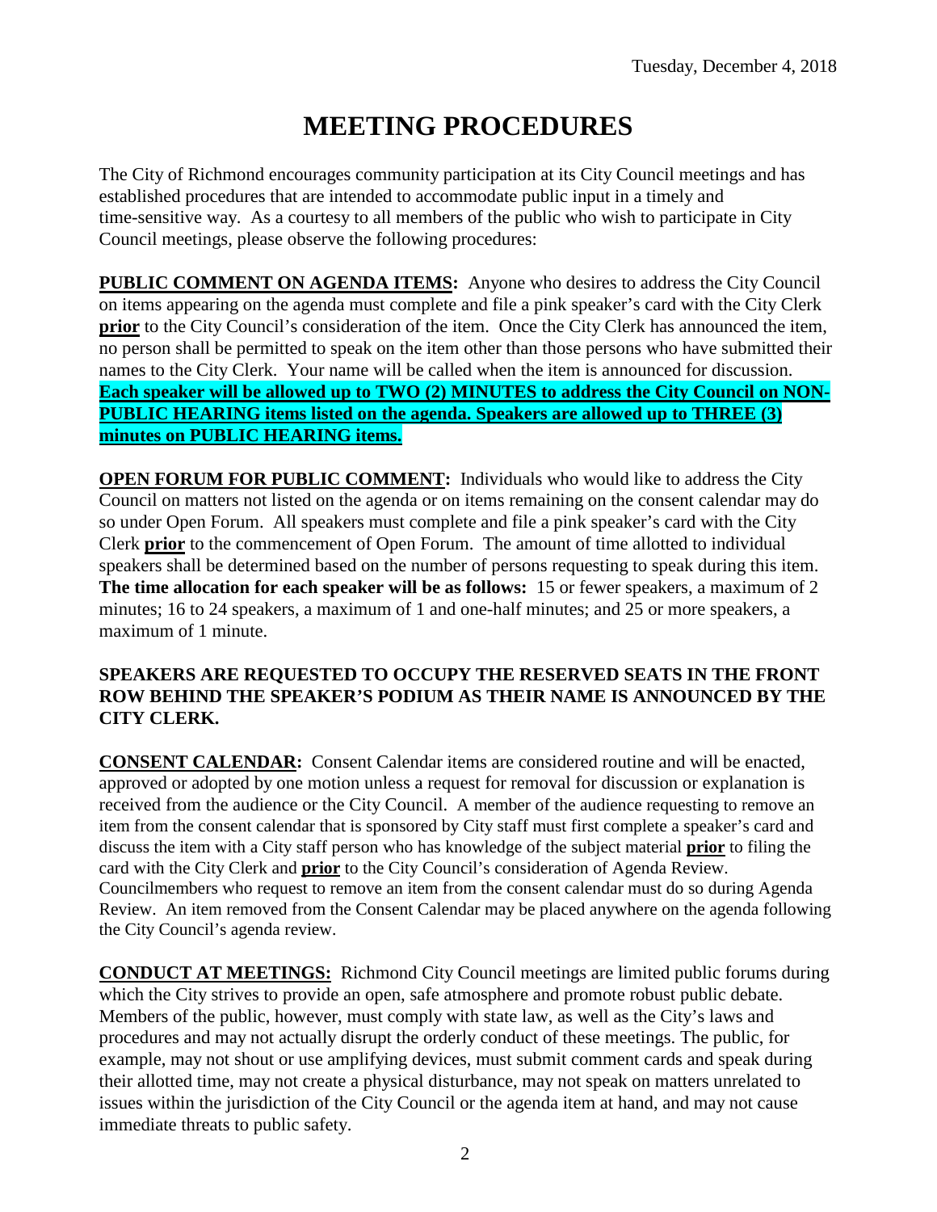Tuesday, December 4, 2018

# MEETING PROCEDURES

The City of Richmond encourages community participation at its City Council meetings and has established procedures that are intended to accommodate public input in a timely and time-sensitive way. As a courtesy to all members of the public who wish to participate in City Council meetings, please observe the following procedures:

**PUBLIC COMMENT ON AGENDA ITEMS:** Anyone who desires to address the City Council on items appearing on the agenda must complete and file a pink speaker's card with the City Clerk **prior** to the City Council's consideration of the item. Once the City Clerk has announced the item, no person shall be permitted to speak on the item other than those persons who have submitted their names to the City Clerk. Your name will be called when the item is announced for discussion. **Each speaker will be allowed up to TWO (2) MINUTES to address the City Council on NON-PUBLIC HEARING items listed on the agenda. Speakers are allowed up to THREE (3) minutes on PUBLIC HEARING items.**

**OPEN FORUM FOR PUBLIC COMMENT:** Individuals who would like to address the City Council on matters not listed on the agenda or on items remaining on the consent calendar may do so under Open Forum. All speakers must complete and file a pink speaker's card with the City Clerk **prior** to the commencement of Open Forum. The amount of time allotted to individual speakers shall be determined based on the number of persons requesting to speak during this item. **The time allocation for each speaker will be as follows:** 15 or fewer speakers, a maximum of 2 minutes; 16 to 24 speakers, a maximum of 1 and one-half minutes; and 25 or more speakers, a maximum of 1 minute.

**SPEAKERS ARE REQUESTED TO OCCUPY THE RESERVED SEATS IN THE FRONT ROW BEHIND THE SPEAKER'S PODIUM AS THEIR NAME IS ANNOUNCED BY THE CITY CLERK.**

**CONSENT CALENDAR:** Consent Calendar items are considered routine and will be enacted, approved or adopted by one motion unless a request for removal for discussion or explanation is received from the audience or the City Council. A member of the audience requesting to remove an item from the consent calendar that is sponsored by City staff must first complete a speaker's card and discuss the item with a City staff person who has knowledge of the subject material **prior** to filing the card with the City Clerk and **prior** to the City Council's consideration of Agenda Review. Councilmembers who request to remove an item from the consent calendar must do so during Agenda Review. An item removed from the Consent Calendar may be placed anywhere on the agenda following the City Council's agenda review.

**CONDUCT AT MEETINGS:** Richmond City Council meetings are limited public forums during which the City strives to provide an open, safe atmosphere and promote robust public debate. Members of the public, however, must comply with state law, as well as the City's laws and procedures and may not actually disrupt the orderly conduct of these meetings. The public, for example, may not shout or use amplifying devices, must submit comment cards and speak during their allotted time, may not create a physical disturbance, may not speak on matters unrelated to issues within the jurisdiction of the City Council or the agenda item at hand, and may not cause immediate threats to public safety.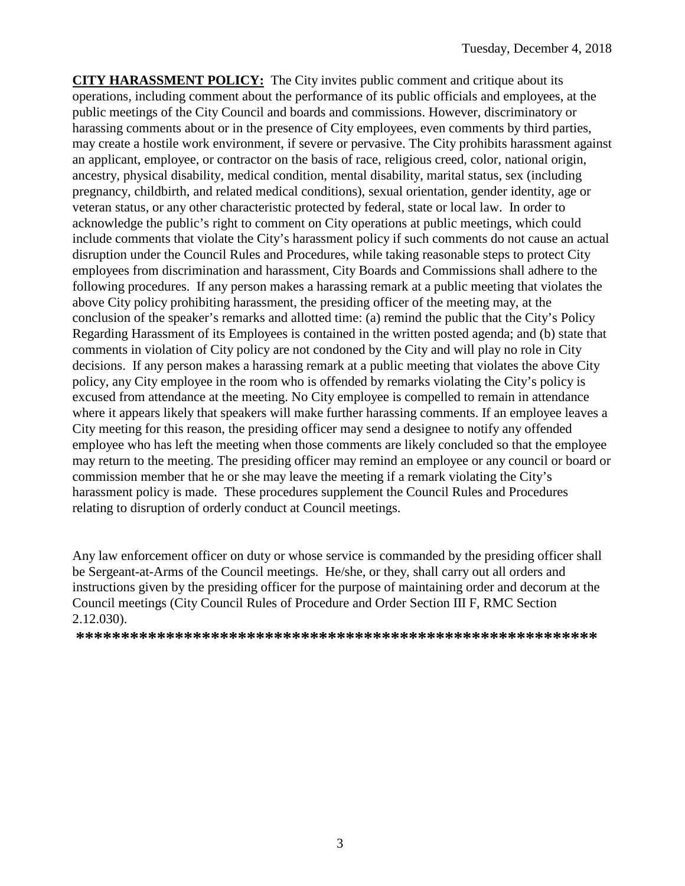**CITY HARASSMENT POLICY:** The City invites public comment and critique about its operations, including comment about the performance of its public officials and employees, at the public meetings of the City Council and boards and commissions. However, discriminatory or harassing comments about or in the presence of City employees, even comments by third parties, may create a hostile work environment, if severe or pervasive. The City prohibits harassment against an applicant, employee, or contractor on the basis of race, religious creed, color, national origin, ancestry, physical disability, medical condition, mental disability, marital status, sex (including pregnancy, childbirth, and related medical conditions), sexual orientation, gender identity, age or veteran status, or any other characteristic protected by federal, state or local law. In order to acknowledge the public's right to comment on City operations at public meetings, which could include comments that violate the City's harassment policy if such comments do not cause an actual disruption under the Council Rules and Procedures, while taking reasonable steps to protect City employees from discrimination and harassment, City Boards and Commissions shall adhere to the following procedures. If any person makes a harassing remark at a public meeting that violates the above City policy prohibiting harassment, the presiding officer of the meeting may, at the conclusion of the speaker's remarks and allotted time: (a) remind the public that the City's Policy Regarding Harassment of its Employees is contained in the written posted agenda; and (b) state that comments in violation of City policy are not condoned by the City and will play no role in City decisions. If any person makes a harassing remark at a public meeting that violates the above City policy, any City employee in the room who is offended by remarks violating the City's policy is excused from attendance at the meeting. No City employee is compelled to remain in attendance where it appears likely that speakers will make further harassing comments. If an employee leaves a City meeting for this reason, the presiding officer may send a designee to notify any offended employee who has left the meeting when those comments are likely concluded so that the employee may return to the meeting. The presiding officer may remind an employee or any council or board or commission member that he or she may leave the meeting if a remark violating the City's harassment policy is made. These procedures supplement the Council Rules and Procedures relating to disruption of orderly conduct at Council meetings.

Any law enforcement officer on duty or whose service is commanded by the presiding officer shall be Sergeant-at-Arms of the Council meetings. He/she, or they, shall carry out all orders and instructions given by the presiding officer for the purpose of maintaining order and decorum at the Council meetings (City Council Rules of Procedure and Order Section III F, RMC Section 2.12.030).

**********************************************************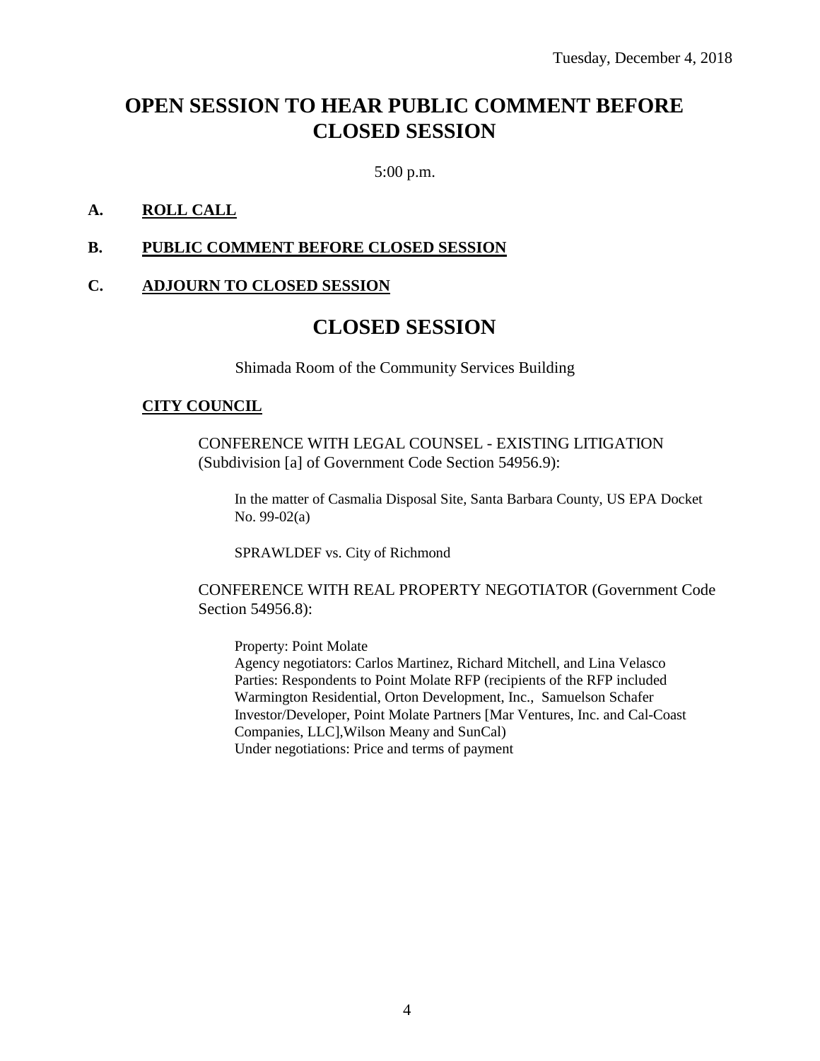Tuesday, December 4, 2018

# OPEN SESSION TO HEAR PUBLIC COMMENT BEFORE CLOSED SESSION

5:00 p.m.

**A. ROLL CALL**

**B. PUBLIC COMMENT BEFORE CLOSED SESSION**

**C. ADJOURN TO CLOSED SESSION**

# CLOSED SESSION

Shimada Room of the Community Services Building

**CITY COUNCIL**

CONFERENCE WITH LEGAL COUNSEL - EXISTING LITIGATION (Subdivision [a] of Government Code Section 54956.9):

In the matter of Casmalia Disposal Site, Santa Barbara County, US EPA Docket No. 99-02(a)

SPRAWLDEF vs. City of Richmond

CONFERENCE WITH REAL PROPERTY NEGOTIATOR (Government Code Section 54956.8):

Property: Point Molate
Agency negotiators: Carlos Martinez, Richard Mitchell, and Lina Velasco
Parties: Respondents to Point Molate RFP (recipients of the RFP included Warmington Residential, Orton Development, Inc., Samuelson Schafer Investor/Developer, Point Molate Partners [Mar Ventures, Inc. and Cal-Coast Companies, LLC],Wilson Meany and SunCal)
Under negotiations: Price and terms of payment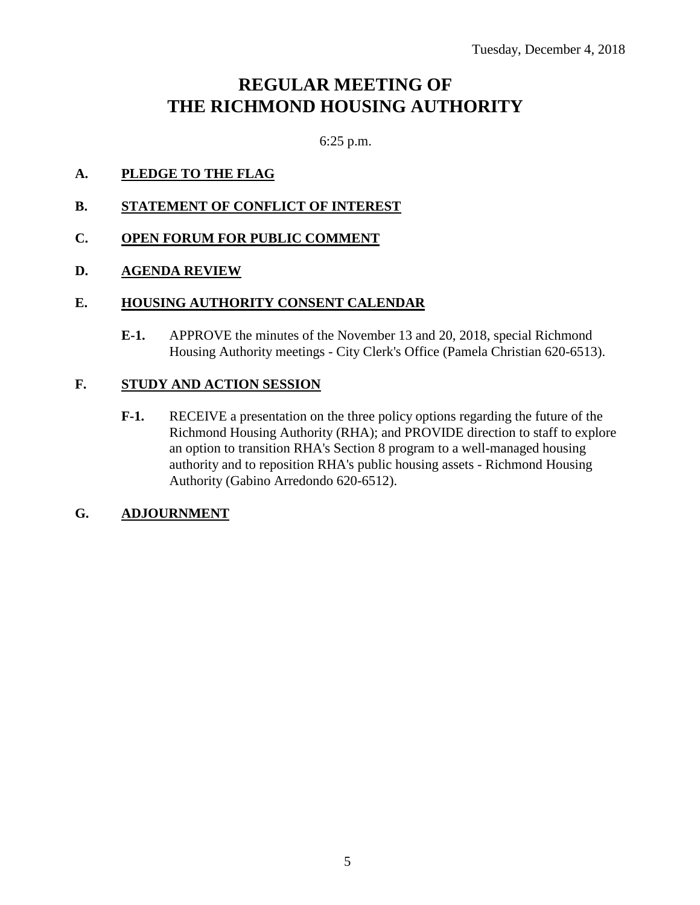Tuesday, December 4, 2018

# REGULAR MEETING OF THE RICHMOND HOUSING AUTHORITY

6:25 p.m.

**A. PLEDGE TO THE FLAG**

**B. STATEMENT OF CONFLICT OF INTEREST**

**C. OPEN FORUM FOR PUBLIC COMMENT**

**D. AGENDA REVIEW**

**E. HOUSING AUTHORITY CONSENT CALENDAR**

**E-1.** APPROVE the minutes of the November 13 and 20, 2018, special Richmond Housing Authority meetings - City Clerk's Office (Pamela Christian 620-6513).

**F. STUDY AND ACTION SESSION**

**F-1.** RECEIVE a presentation on the three policy options regarding the future of the Richmond Housing Authority (RHA); and PROVIDE direction to staff to explore an option to transition RHA's Section 8 program to a well-managed housing authority and to reposition RHA's public housing assets - Richmond Housing Authority (Gabino Arredondo 620-6512).

**G. ADJOURNMENT**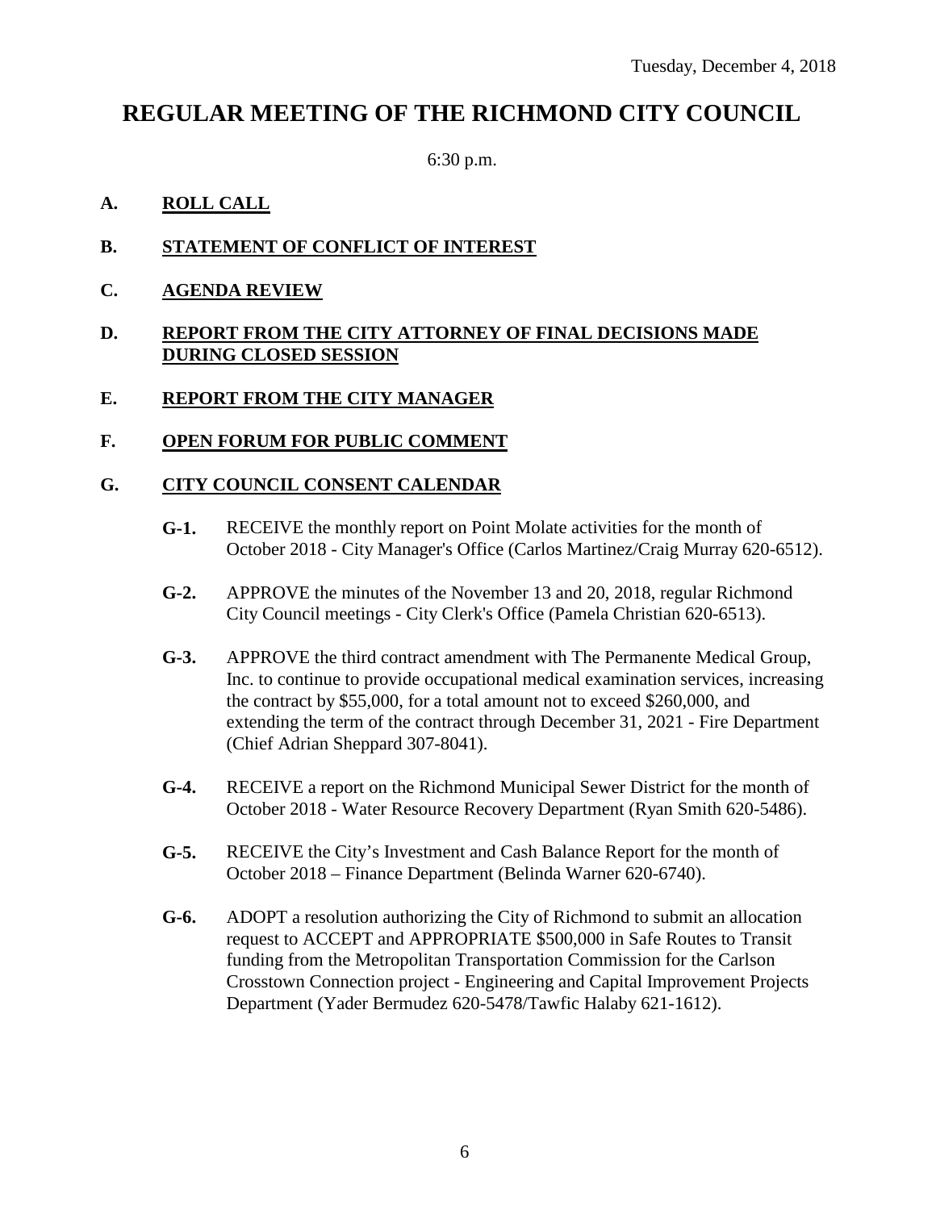Tuesday, December 4, 2018

# REGULAR MEETING OF THE RICHMOND CITY COUNCIL

6:30 p.m.

**A. ROLL CALL**

**B. STATEMENT OF CONFLICT OF INTEREST**

**C. AGENDA REVIEW**

**D. REPORT FROM THE CITY ATTORNEY OF FINAL DECISIONS MADE DURING CLOSED SESSION**

**E. REPORT FROM THE CITY MANAGER**

**F. OPEN FORUM FOR PUBLIC COMMENT**

**G. CITY COUNCIL CONSENT CALENDAR**

**G-1.** RECEIVE the monthly report on Point Molate activities for the month of October 2018 - City Manager's Office (Carlos Martinez/Craig Murray 620-6512).

**G-2.** APPROVE the minutes of the November 13 and 20, 2018, regular Richmond City Council meetings - City Clerk's Office (Pamela Christian 620-6513).

**G-3.** APPROVE the third contract amendment with The Permanente Medical Group, Inc. to continue to provide occupational medical examination services, increasing the contract by $55,000, for a total amount not to exceed $260,000, and extending the term of the contract through December 31, 2021 - Fire Department (Chief Adrian Sheppard 307-8041).

**G-4.** RECEIVE a report on the Richmond Municipal Sewer District for the month of October 2018 - Water Resource Recovery Department (Ryan Smith 620-5486).

**G-5.** RECEIVE the City's Investment and Cash Balance Report for the month of October 2018 – Finance Department (Belinda Warner 620-6740).

**G-6.** ADOPT a resolution authorizing the City of Richmond to submit an allocation request to ACCEPT and APPROPRIATE $500,000 in Safe Routes to Transit funding from the Metropolitan Transportation Commission for the Carlson Crosstown Connection project - Engineering and Capital Improvement Projects Department (Yader Bermudez 620-5478/Tawfic Halaby 621-1612).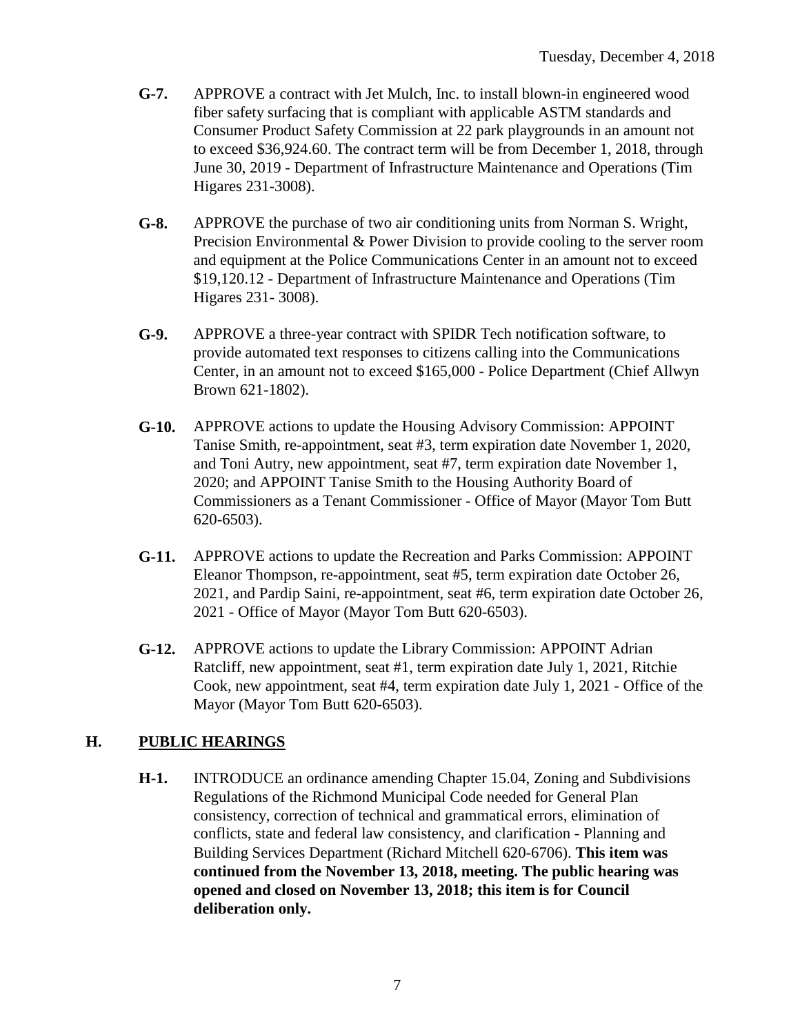- **G-7.** APPROVE a contract with Jet Mulch, Inc. to install blown-in engineered wood fiber safety surfacing that is compliant with applicable ASTM standards and Consumer Product Safety Commission at 22 park playgrounds in an amount not to exceed $36,924.60. The contract term will be from December 1, 2018, through June 30, 2019 - Department of Infrastructure Maintenance and Operations (Tim Higares 231-3008).

- **G-8.** APPROVE the purchase of two air conditioning units from Norman S. Wright, Precision Environmental & Power Division to provide cooling to the server room and equipment at the Police Communications Center in an amount not to exceed $19,120.12 - Department of Infrastructure Maintenance and Operations (Tim Higares 231- 3008).

- **G-9.** APPROVE a three-year contract with SPIDR Tech notification software, to provide automated text responses to citizens calling into the Communications Center, in an amount not to exceed $165,000 - Police Department (Chief Allwyn Brown 621-1802).

- **G-10.** APPROVE actions to update the Housing Advisory Commission: APPOINT Tanise Smith, re-appointment, seat #3, term expiration date November 1, 2020, and Toni Autry, new appointment, seat #7, term expiration date November 1, 2020; and APPOINT Tanise Smith to the Housing Authority Board of Commissioners as a Tenant Commissioner - Office of Mayor (Mayor Tom Butt 620-6503).

- **G-11.** APPROVE actions to update the Recreation and Parks Commission: APPOINT Eleanor Thompson, re-appointment, seat #5, term expiration date October 26, 2021, and Pardip Saini, re-appointment, seat #6, term expiration date October 26, 2021 - Office of Mayor (Mayor Tom Butt 620-6503).

- **G-12.** APPROVE actions to update the Library Commission: APPOINT Adrian Ratcliff, new appointment, seat #1, term expiration date July 1, 2021, Ritchie Cook, new appointment, seat #4, term expiration date July 1, 2021 - Office of the Mayor (Mayor Tom Butt 620-6503).

## H. PUBLIC HEARINGS

- **H-1.** INTRODUCE an ordinance amending Chapter 15.04, Zoning and Subdivisions Regulations of the Richmond Municipal Code needed for General Plan consistency, correction of technical and grammatical errors, elimination of conflicts, state and federal law consistency, and clarification - Planning and Building Services Department (Richard Mitchell 620-6706). **This item was continued from the November 13, 2018, meeting. The public hearing was opened and closed on November 13, 2018; this item is for Council deliberation only.**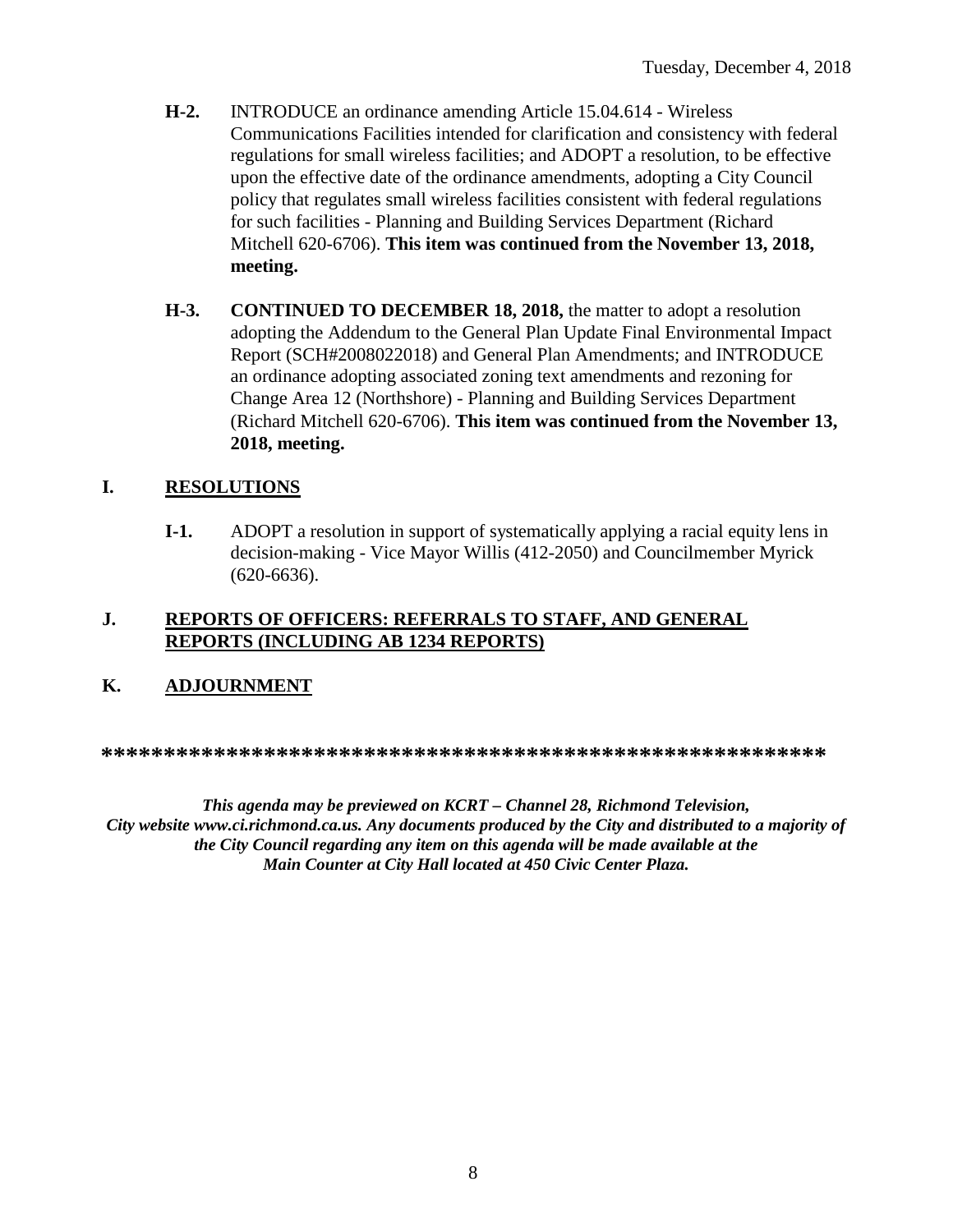**H-2.** INTRODUCE an ordinance amending Article 15.04.614 - Wireless Communications Facilities intended for clarification and consistency with federal regulations for small wireless facilities; and ADOPT a resolution, to be effective upon the effective date of the ordinance amendments, adopting a City Council policy that regulates small wireless facilities consistent with federal regulations for such facilities - Planning and Building Services Department (Richard Mitchell 620-6706). **This item was continued from the November 13, 2018, meeting.**

**H-3.** **CONTINUED TO DECEMBER 18, 2018,** the matter to adopt a resolution adopting the Addendum to the General Plan Update Final Environmental Impact Report (SCH#2008022018) and General Plan Amendments; and INTRODUCE an ordinance adopting associated zoning text amendments and rezoning for Change Area 12 (Northshore) - Planning and Building Services Department (Richard Mitchell 620-6706). **This item was continued from the November 13, 2018, meeting.**

## I. RESOLUTIONS

**I-1.** ADOPT a resolution in support of systematically applying a racial equity lens in decision-making - Vice Mayor Willis (412-2050) and Councilmember Myrick (620-6636).

## J. REPORTS OF OFFICERS: REFERRALS TO STAFF, AND GENERAL REPORTS (INCLUDING AB 1234 REPORTS)

## K. ADJOURNMENT

**\*\*\*\*\*\*\*\*\*\*\*\*\*\*\*\*\*\*\*\*\*\*\*\*\*\*\*\*\*\*\*\*\*\*\*\*\*\*\*\*\*\*\*\*\*\*\*\*\*\*\*\*\*\*\*\*\*\*\*\***

***This agenda may be previewed on KCRT – Channel 28, Richmond Television, City website www.ci.richmond.ca.us. Any documents produced by the City and distributed to a majority of the City Council regarding any item on this agenda will be made available at the Main Counter at City Hall located at 450 Civic Center Plaza.***